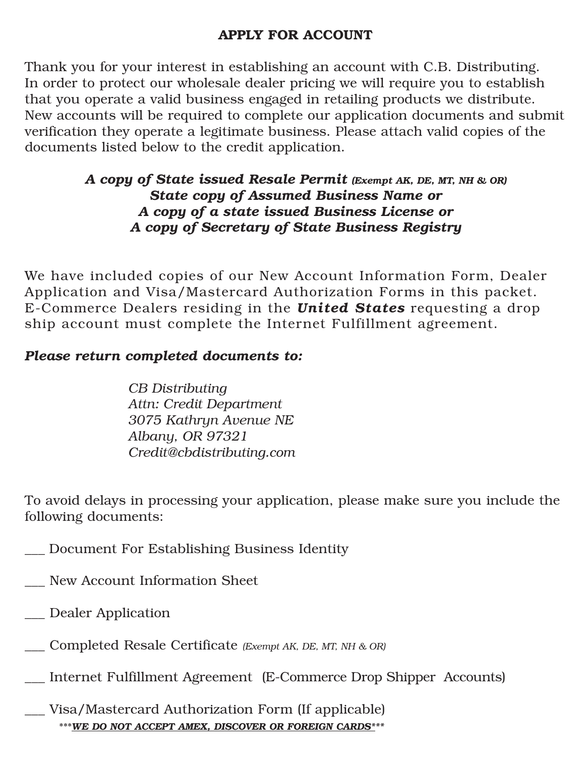# APPLY FOR ACCOUNT

Thank you for your interest in establishing an account with C.B. Distributing. In order to protect our wholesale dealer pricing we will require you to establish that you operate a valid business engaged in retailing products we distribute. New accounts will be required to complete our application documents and submit verification they operate a legitimate business. Please attach valid copies of the documents listed below to the credit application.

***A copy of State issued Resale Permit** (Exempt AK, DE, MT, NH & OR)*
***State copy of Assumed Business Name or***
***A copy of a state issued Business License or***
***A copy of Secretary of State Business Registry***

We have included copies of our New Account Information Form, Dealer Application and Visa/Mastercard Authorization Forms in this packet. E-Commerce Dealers residing in the ***United States*** requesting a drop ship account must complete the Internet Fulfillment agreement.

***Please return completed documents to:***

*CB Distributing*
*Attn: Credit Department*
*3075 Kathryn Avenue NE*
*Albany, OR 97321*
*Credit@cbdistributing.com*

To avoid delays in processing your application, please make sure you include the following documents:

___ Document For Establishing Business Identity

___ New Account Information Sheet

___ Dealer Application

___ Completed Resale Certificate *(Exempt AK, DE, MT, NH & OR)*

___ Internet Fulfillment Agreement (E-Commerce Drop Shipper Accounts)

___ Visa/Mastercard Authorization Form (If applicable)

***\*\*\*WE DO NOT ACCEPT AMEX, DISCOVER OR FOREIGN CARDS\*\*\****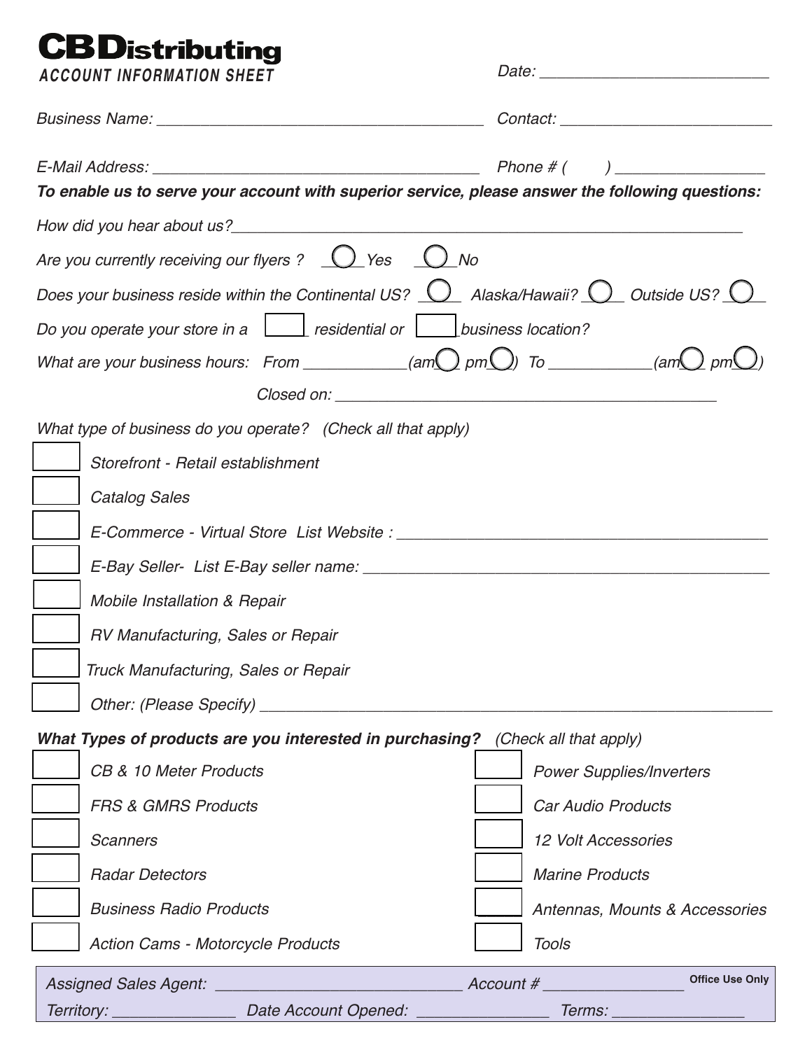# CB Distributing

***ACCOUNT INFORMATION SHEET***

*Date:* ___________________________

*Business Name:* _______________________________________ *Contact:* _________________________

*E-Mail Address:* _______________________________________ *Phone # (      )* _________________

***To enable us to serve your account with superior service, please answer the following questions:***

*How did you hear about us?*_____________________________________________________________

*Are you currently receiving our flyers ?* ◯ *Yes* ◯ *No*

*Does your business reside within the Continental US?* ◯ *Alaska/Hawaii?* ◯ *Outside US?* ◯

*Do you operate your store in a* ☐ *residential or* ☐ *business location?*

*What are your business hours: From* ____________*(am* ◯ *pm* ◯*) To* ____________*(am* ◯ *pm* ◯*)*

*Closed on:* _____________________________________________

*What type of business do you operate? (Check all that apply)*

- ☐ *Storefront - Retail establishment*
- ☐ *Catalog Sales*
- ☐ *E-Commerce - Virtual Store List Website :* ____________________________________________
- ☐ *E-Bay Seller- List E-Bay seller name:* ________________________________________________
- ☐ *Mobile Installation & Repair*
- ☐ *RV Manufacturing, Sales or Repair*
- ☐ *Truck Manufacturing, Sales or Repair*
- ☐ *Other: (Please Specify)* _____________________________________________________________

***What Types of products are you interested in purchasing?*** *(Check all that apply)*

- ☐ *CB & 10 Meter Products*
- ☐ *FRS & GMRS Products*
- ☐ *Scanners*
- ☐ *Radar Detectors*
- ☐ *Business Radio Products*
- ☐ *Action Cams - Motorcycle Products*
- ☐ *Power Supplies/Inverters*
- ☐ *Car Audio Products*
- ☐ *12 Volt Accessories*
- ☐ *Marine Products*
- ☐ *Antennas, Mounts & Accessories*
- ☐ *Tools*

**Office Use Only**

*Assigned Sales Agent:* ____________________________ *Account #* ________________

*Territory:* ______________ *Date Account Opened:* _______________ *Terms:* _______________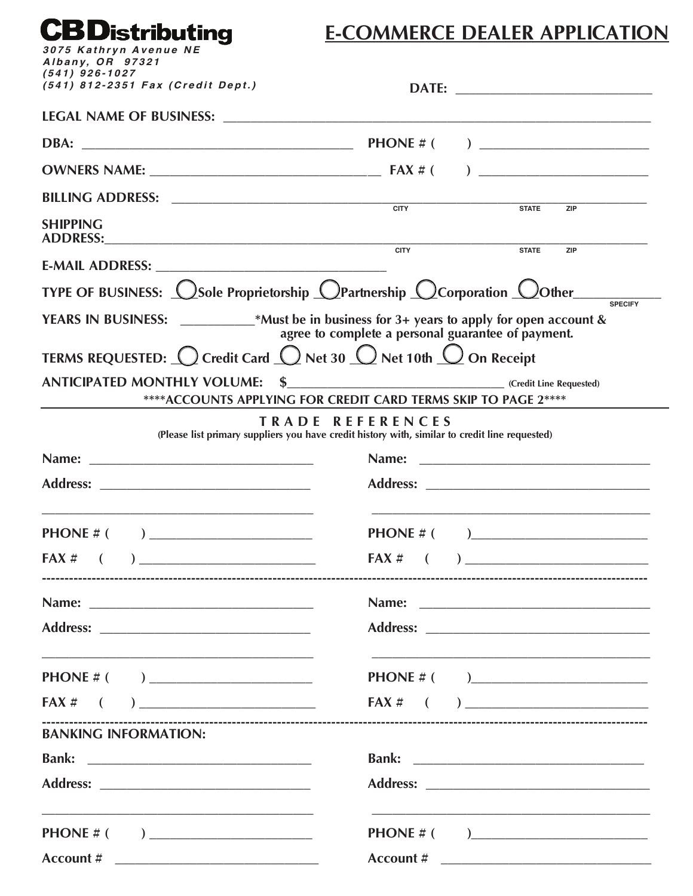# CB Distributing

*3075 Kathryn Avenue NE*
*Albany, OR 97321*
*(541) 926-1027*
*(541) 812-2351 Fax (Credit Dept.)*

# E-COMMERCE DEALER APPLICATION

**DATE:** ____________________________

**LEGAL NAME OF BUSINESS:** ____________________________________________________________

**DBA:** ________________________________________ **PHONE # (      )** ________________________

**OWNERS NAME:** ________________________________ **FAX # (      )** ________________________

**BILLING ADDRESS:** ____________________________________________________________
CITY STATE ZIP

**SHIPPING ADDRESS:** ____________________________________________________________
CITY STATE ZIP

**E-MAIL ADDRESS:** __________________________________

**TYPE OF BUSINESS:** ○ Sole Proprietorship ○ Partnership ○ Corporation ○ Other ____________ SPECIFY

**YEARS IN BUSINESS:** __________ *Must be in business for 3+ years to apply for open account & agree to complete a personal guarantee of payment.

**TERMS REQUESTED:** ○ Credit Card ○ Net 30 ○ Net 10th ○ On Receipt

**ANTICIPATED MONTHLY VOLUME: $**________________________________ (Credit Line Requested)

****ACCOUNTS APPLYING FOR CREDIT CARD TERMS SKIP TO PAGE 2****

## TRADE REFERENCES

(Please list primary suppliers you have credit history with, similar to credit line requested)

**Name:** ________________________________

**Address:** ______________________________

________________________________________

**PHONE # (      )** ______________________

**FAX # (      )** ________________________

**Name:** ________________________________

**Address:** ______________________________

________________________________________

**PHONE # (      )** ______________________

**FAX # (      )** ________________________

---

**Name:** ________________________________

**Address:** ______________________________

________________________________________

**PHONE # (      )** ______________________

**FAX # (      )** ________________________

**Name:** ________________________________

**Address:** ______________________________

________________________________________

**PHONE # (      )** ______________________

**FAX # (      )** ________________________

---

**BANKING INFORMATION:**

**Bank:** ________________________________

**Address:** ______________________________

________________________________________

**PHONE # (      )** ______________________

**Account #** ____________________________

**Bank:** ________________________________

**Address:** ______________________________

________________________________________

**PHONE # (      )** ______________________

**Account #** ____________________________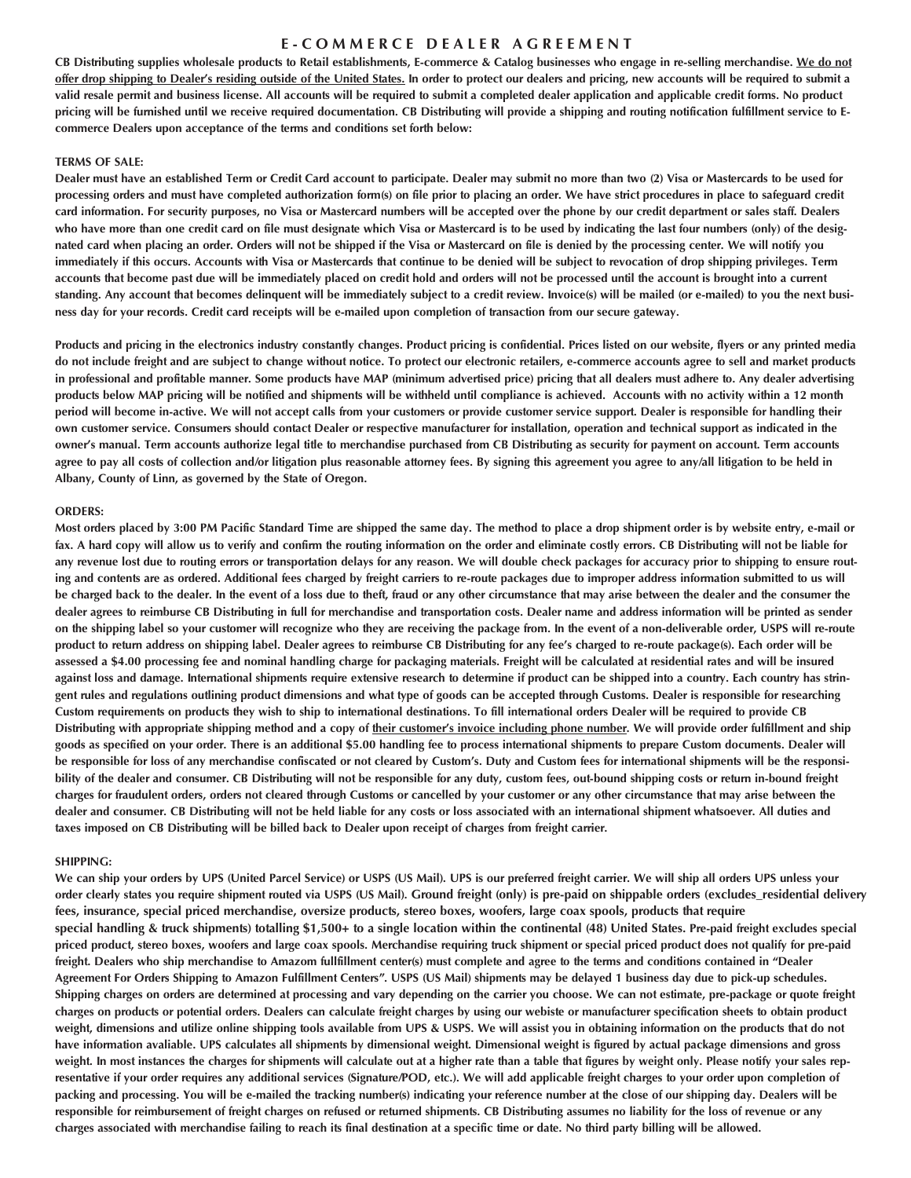# E-COMMERCE DEALER AGREEMENT

**CB Distributing supplies wholesale products to Retail establishments, E-commerce & Catalog businesses who engage in re-selling merchandise. <u>We do not offer drop shipping to Dealer's residing outside of the United States.</u> In order to protect our dealers and pricing, new accounts will be required to submit a valid resale permit and business license. All accounts will be required to submit a completed dealer application and applicable credit forms. No product pricing will be furnished until we receive required documentation. CB Distributing will provide a shipping and routing notification fulfillment service to E-commerce Dealers upon acceptance of the terms and conditions set forth below:**

## TERMS OF SALE:

**Dealer must have an established Term or Credit Card account to participate. Dealer may submit no more than two (2) Visa or Mastercards to be used for processing orders and must have completed authorization form(s) on file prior to placing an order. We have strict procedures in place to safeguard credit card information. For security purposes, no Visa or Mastercard numbers will be accepted over the phone by our credit department or sales staff. Dealers who have more than one credit card on file must designate which Visa or Mastercard is to be used by indicating the last four numbers (only) of the designated card when placing an order. Orders will not be shipped if the Visa or Mastercard on file is denied by the processing center. We will notify you immediately if this occurs. Accounts with Visa or Mastercards that continue to be denied will be subject to revocation of drop shipping privileges. Term accounts that become past due will be immediately placed on credit hold and orders will not be processed until the account is brought into a current standing. Any account that becomes delinquent will be immediately subject to a credit review. Invoice(s) will be mailed (or e-mailed) to you the next business day for your records. Credit card receipts will be e-mailed upon completion of transaction from our secure gateway.**

**Products and pricing in the electronics industry constantly changes. Product pricing is confidential. Prices listed on our website, flyers or any printed media do not include freight and are subject to change without notice. To protect our electronic retailers, e-commerce accounts agree to sell and market products in professional and profitable manner. Some products have MAP (minimum advertised price) pricing that all dealers must adhere to. Any dealer advertising products below MAP pricing will be notified and shipments will be withheld until compliance is achieved. Accounts with no activity within a 12 month period will become in-active. We will not accept calls from your customers or provide customer service support. Dealer is responsible for handling their own customer service. Consumers should contact Dealer or respective manufacturer for installation, operation and technical support as indicated in the owner's manual. Term accounts authorize legal title to merchandise purchased from CB Distributing as security for payment on account. Term accounts agree to pay all costs of collection and/or litigation plus reasonable attorney fees. By signing this agreement you agree to any/all litigation to be held in Albany, County of Linn, as governed by the State of Oregon.**

## ORDERS:

**Most orders placed by 3:00 PM Pacific Standard Time are shipped the same day. The method to place a drop shipment order is by website entry, e-mail or fax. A hard copy will allow us to verify and confirm the routing information on the order and eliminate costly errors. CB Distributing will not be liable for any revenue lost due to routing errors or transportation delays for any reason. We will double check packages for accuracy prior to shipping to ensure routing and contents are as ordered. Additional fees charged by freight carriers to re-route packages due to improper address information submitted to us will be charged back to the dealer. In the event of a loss due to theft, fraud or any other circumstance that may arise between the dealer and the consumer the dealer agrees to reimburse CB Distributing in full for merchandise and transportation costs. Dealer name and address information will be printed as sender on the shipping label so your customer will recognize who they are receiving the package from. In the event of a non-deliverable order, USPS will re-route product to return address on shipping label. Dealer agrees to reimburse CB Distributing for any fee's charged to re-route package(s). Each order will be assessed a $4.00 processing fee and nominal handling charge for packaging materials. Freight will be calculated at residential rates and will be insured against loss and damage. International shipments require extensive research to determine if product can be shipped into a country. Each country has stringent rules and regulations outlining product dimensions and what type of goods can be accepted through Customs. Dealer is responsible for researching Custom requirements on products they wish to ship to international destinations. To fill international orders Dealer will be required to provide CB Distributing with appropriate shipping method and a copy of <u>their customer's invoice including phone number</u>. We will provide order fulfillment and ship goods as specified on your order. There is an additional $5.00 handling fee to process international shipments to prepare Custom documents. Dealer will be responsible for loss of any merchandise confiscated or not cleared by Custom's. Duty and Custom fees for international shipments will be the responsibility of the dealer and consumer. CB Distributing will not be responsible for any duty, custom fees, out-bound shipping costs or return in-bound freight charges for fraudulent orders, orders not cleared through Customs or cancelled by your customer or any other circumstance that may arise between the dealer and consumer. CB Distributing will not be held liable for any costs or loss associated with an international shipment whatsoever. All duties and taxes imposed on CB Distributing will be billed back to Dealer upon receipt of charges from freight carrier.**

## SHIPPING:

**We can ship your orders by UPS (United Parcel Service) or USPS (US Mail). UPS is our preferred freight carrier. We will ship all orders UPS unless your order clearly states you require shipment routed via USPS (US Mail). Ground freight (only) is pre-paid on shippable orders (excludes_residential delivery fees, insurance, special priced merchandise, oversize products, stereo boxes, woofers, large coax spools, products that require special handling & truck shipments) totalling $1,500+ to a single location within the continental (48) United States. Pre-paid freight excludes special priced product, stereo boxes, woofers and large coax spools. Merchandise requiring truck shipment or special priced product does not qualify for pre-paid freight. Dealers who ship merchandise to Amazon fullfillment center(s) must complete and agree to the terms and conditions contained in "Dealer Agreement For Orders Shipping to Amazon Fulfillment Centers". USPS (US Mail) shipments may be delayed 1 business day due to pick-up schedules. Shipping charges on orders are determined at processing and vary depending on the carrier you choose. We can not estimate, pre-package or quote freight charges on products or potential orders. Dealers can calculate freight charges by using our webiste or manufacturer specification sheets to obtain product weight, dimensions and utilize online shipping tools available from UPS & USPS. We will assist you in obtaining information on the products that do not have information avaliable. UPS calculates all shipments by dimensional weight. Dimensional weight is figured by actual package dimensions and gross weight. In most instances the charges for shipments will calculate out at a higher rate than a table that figures by weight only. Please notify your sales representative if your order requires any additional services (Signature/POD, etc.). We will add applicable freight charges to your order upon completion of packing and processing. You will be e-mailed the tracking number(s) indicating your reference number at the close of our shipping day. Dealers will be responsible for reimbursement of freight charges on refused or returned shipments. CB Distributing assumes no liability for the loss of revenue or any charges associated with merchandise failing to reach its final destination at a specific time or date. No third party billing will be allowed.**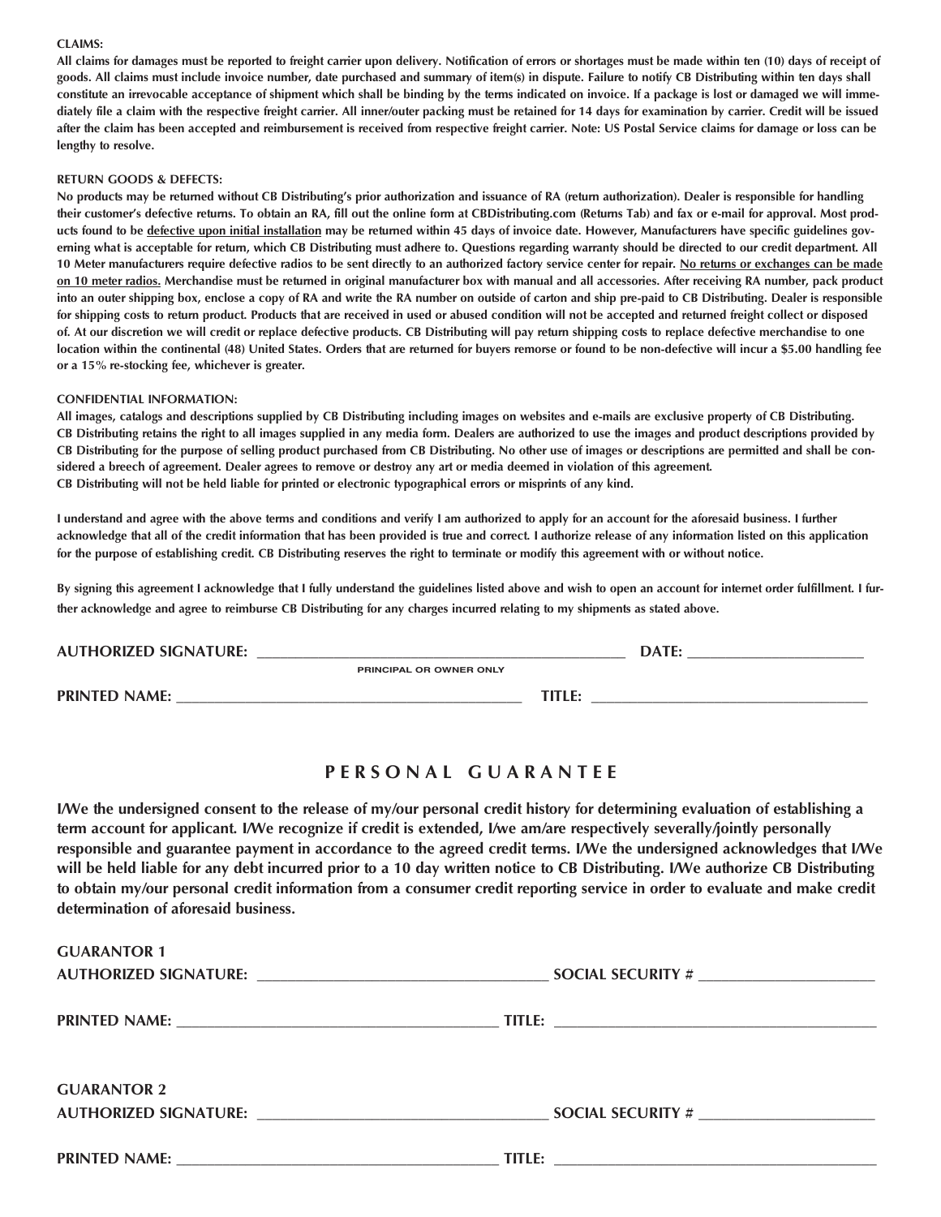**CLAIMS:**

**All claims for damages must be reported to freight carrier upon delivery. Notification of errors or shortages must be made within ten (10) days of receipt of goods. All claims must include invoice number, date purchased and summary of item(s) in dispute. Failure to notify CB Distributing within ten days shall constitute an irrevocable acceptance of shipment which shall be binding by the terms indicated on invoice. If a package is lost or damaged we will immediately file a claim with the respective freight carrier. All inner/outer packing must be retained for 14 days for examination by carrier. Credit will be issued after the claim has been accepted and reimbursement is received from respective freight carrier. Note: US Postal Service claims for damage or loss can be lengthy to resolve.**

**RETURN GOODS & DEFECTS:**

**No products may be returned without CB Distributing's prior authorization and issuance of RA (return authorization). Dealer is responsible for handling their customer's defective returns. To obtain an RA, fill out the online form at CBDistributing.com (Returns Tab) and fax or e-mail for approval. Most products found to be <u>defective upon initial installation</u> may be returned within 45 days of invoice date. However, Manufacturers have specific guidelines governing what is acceptable for return, which CB Distributing must adhere to. Questions regarding warranty should be directed to our credit department. All 10 Meter manufacturers require defective radios to be sent directly to an authorized factory service center for repair. <u>No returns or exchanges can be made on 10 meter radios.</u> Merchandise must be returned in original manufacturer box with manual and all accessories. After receiving RA number, pack product into an outer shipping box, enclose a copy of RA and write the RA number on outside of carton and ship pre-paid to CB Distributing. Dealer is responsible for shipping costs to return product. Products that are received in used or abused condition will not be accepted and returned freight collect or disposed of. At our discretion we will credit or replace defective products. CB Distributing will pay return shipping costs to replace defective merchandise to one location within the continental (48) United States. Orders that are returned for buyers remorse or found to be non-defective will incur a $5.00 handling fee or a 15% re-stocking fee, whichever is greater.**

**CONFIDENTIAL INFORMATION:**

**All images, catalogs and descriptions supplied by CB Distributing including images on websites and e-mails are exclusive property of CB Distributing. CB Distributing retains the right to all images supplied in any media form. Dealers are authorized to use the images and product descriptions provided by CB Distributing for the purpose of selling product purchased from CB Distributing. No other use of images or descriptions are permitted and shall be considered a breech of agreement. Dealer agrees to remove or destroy any art or media deemed in violation of this agreement.**
**CB Distributing will not be held liable for printed or electronic typographical errors or misprints of any kind.**

**I understand and agree with the above terms and conditions and verify I am authorized to apply for an account for the aforesaid business. I further acknowledge that all of the credit information that has been provided is true and correct. I authorize release of any information listed on this application for the purpose of establishing credit. CB Distributing reserves the right to terminate or modify this agreement with or without notice.**

**By signing this agreement I acknowledge that I fully understand the guidelines listed above and wish to open an account for internet order fulfillment. I further acknowledge and agree to reimburse CB Distributing for any charges incurred relating to my shipments as stated above.**

**AUTHORIZED SIGNATURE:** ______________________________ **DATE:** ____________________
PRINCIPAL OR OWNER ONLY

**PRINTED NAME:** ______________________________ **TITLE:** ______________________________

## PERSONAL GUARANTEE

**I/We the undersigned consent to the release of my/our personal credit history for determining evaluation of establishing a term account for applicant. I/We recognize if credit is extended, I/we am/are respectively severally/jointly personally responsible and guarantee payment in accordance to the agreed credit terms. I/We the undersigned acknowledges that I/We will be held liable for any debt incurred prior to a 10 day written notice to CB Distributing. I/We authorize CB Distributing to obtain my/our personal credit information from a consumer credit reporting service in order to evaluate and make credit determination of aforesaid business.**

**GUARANTOR 1**
**AUTHORIZED SIGNATURE:** ______________________________ **SOCIAL SECURITY #** ____________________

**PRINTED NAME:** ______________________________ **TITLE:** ______________________________

**GUARANTOR 2**
**AUTHORIZED SIGNATURE:** ______________________________ **SOCIAL SECURITY #** ____________________

**PRINTED NAME:** ______________________________ **TITLE:** ______________________________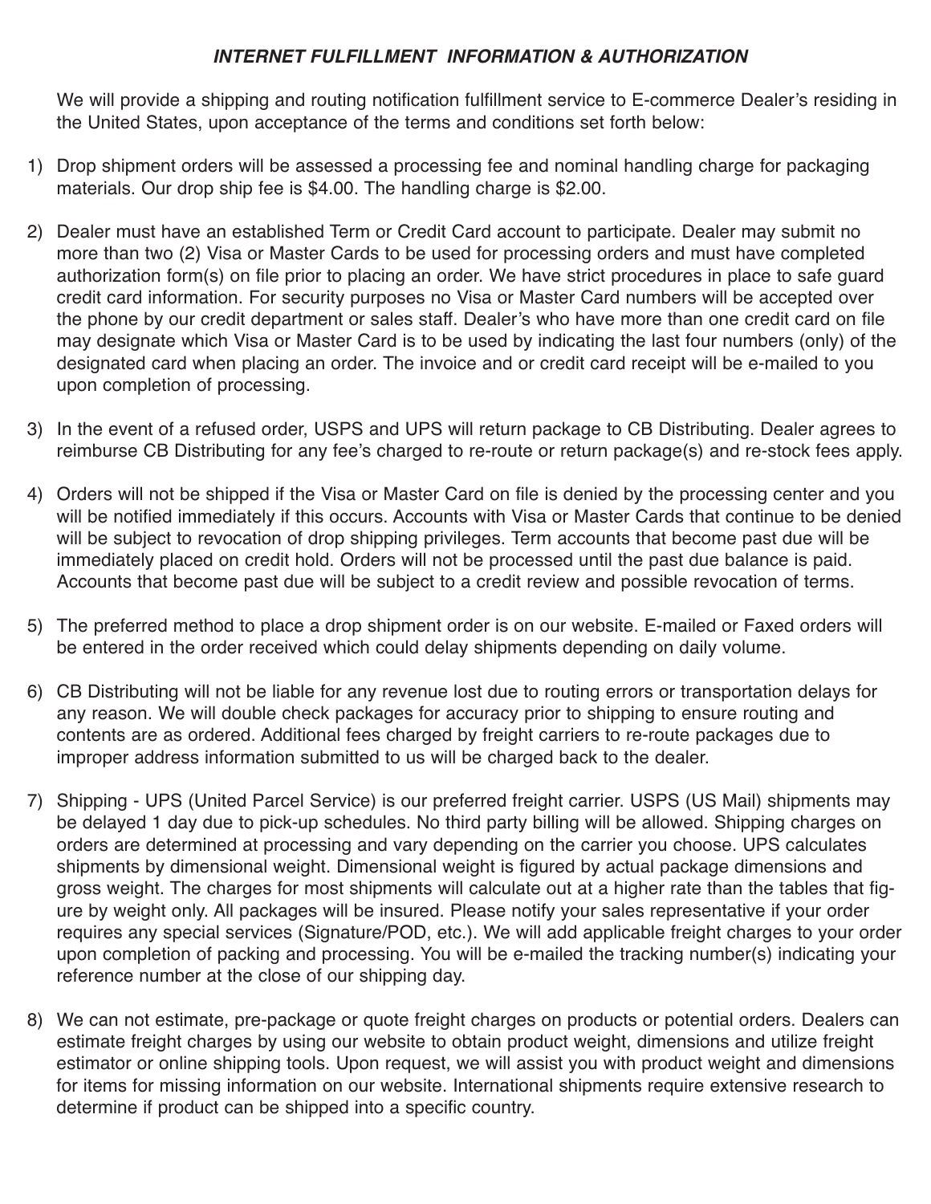## ***INTERNET FULFILLMENT INFORMATION & AUTHORIZATION***

We will provide a shipping and routing notification fulfillment service to E-commerce Dealer's residing in the United States, upon acceptance of the terms and conditions set forth below:

1) Drop shipment orders will be assessed a processing fee and nominal handling charge for packaging materials. Our drop ship fee is $4.00. The handling charge is $2.00.

2) Dealer must have an established Term or Credit Card account to participate. Dealer may submit no more than two (2) Visa or Master Cards to be used for processing orders and must have completed authorization form(s) on file prior to placing an order. We have strict procedures in place to safe guard credit card information. For security purposes no Visa or Master Card numbers will be accepted over the phone by our credit department or sales staff. Dealer's who have more than one credit card on file may designate which Visa or Master Card is to be used by indicating the last four numbers (only) of the designated card when placing an order. The invoice and or credit card receipt will be e-mailed to you upon completion of processing.

3) In the event of a refused order, USPS and UPS will return package to CB Distributing. Dealer agrees to reimburse CB Distributing for any fee's charged to re-route or return package(s) and re-stock fees apply.

4) Orders will not be shipped if the Visa or Master Card on file is denied by the processing center and you will be notified immediately if this occurs. Accounts with Visa or Master Cards that continue to be denied will be subject to revocation of drop shipping privileges. Term accounts that become past due will be immediately placed on credit hold. Orders will not be processed until the past due balance is paid. Accounts that become past due will be subject to a credit review and possible revocation of terms.

5) The preferred method to place a drop shipment order is on our website. E-mailed or Faxed orders will be entered in the order received which could delay shipments depending on daily volume.

6) CB Distributing will not be liable for any revenue lost due to routing errors or transportation delays for any reason. We will double check packages for accuracy prior to shipping to ensure routing and contents are as ordered. Additional fees charged by freight carriers to re-route packages due to improper address information submitted to us will be charged back to the dealer.

7) Shipping - UPS (United Parcel Service) is our preferred freight carrier. USPS (US Mail) shipments may be delayed 1 day due to pick-up schedules. No third party billing will be allowed. Shipping charges on orders are determined at processing and vary depending on the carrier you choose. UPS calculates shipments by dimensional weight. Dimensional weight is figured by actual package dimensions and gross weight. The charges for most shipments will calculate out at a higher rate than the tables that figure by weight only. All packages will be insured. Please notify your sales representative if your order requires any special services (Signature/POD, etc.). We will add applicable freight charges to your order upon completion of packing and processing. You will be e-mailed the tracking number(s) indicating your reference number at the close of our shipping day.

8) We can not estimate, pre-package or quote freight charges on products or potential orders. Dealers can estimate freight charges by using our website to obtain product weight, dimensions and utilize freight estimator or online shipping tools. Upon request, we will assist you with product weight and dimensions for items for missing information on our website. International shipments require extensive research to determine if product can be shipped into a specific country.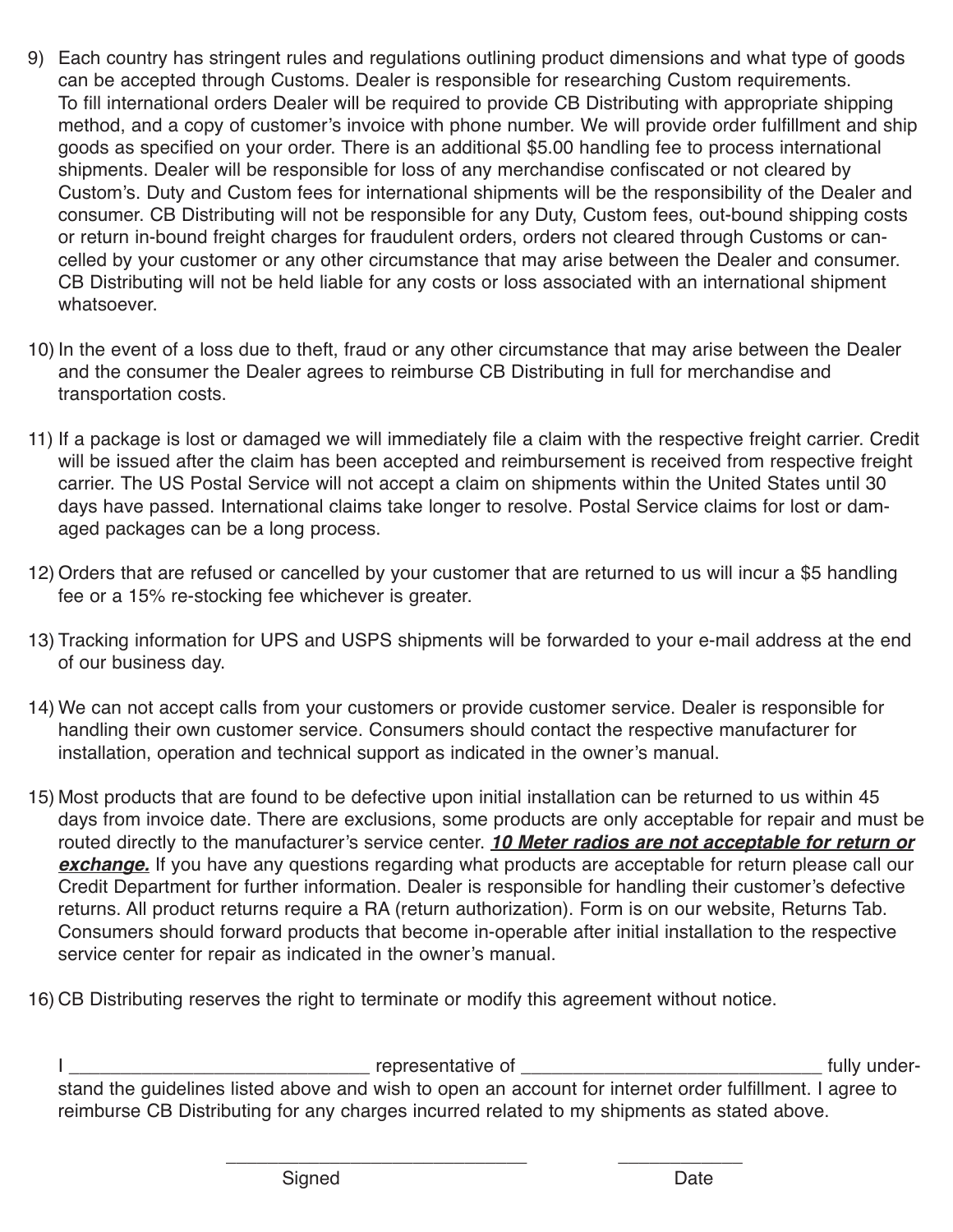9) Each country has stringent rules and regulations outlining product dimensions and what type of goods can be accepted through Customs. Dealer is responsible for researching Custom requirements. To fill international orders Dealer will be required to provide CB Distributing with appropriate shipping method, and a copy of customer's invoice with phone number. We will provide order fulfillment and ship goods as specified on your order. There is an additional $5.00 handling fee to process international shipments. Dealer will be responsible for loss of any merchandise confiscated or not cleared by Custom's. Duty and Custom fees for international shipments will be the responsibility of the Dealer and consumer. CB Distributing will not be responsible for any Duty, Custom fees, out-bound shipping costs or return in-bound freight charges for fraudulent orders, orders not cleared through Customs or cancelled by your customer or any other circumstance that may arise between the Dealer and consumer. CB Distributing will not be held liable for any costs or loss associated with an international shipment whatsoever.

10) In the event of a loss due to theft, fraud or any other circumstance that may arise between the Dealer and the consumer the Dealer agrees to reimburse CB Distributing in full for merchandise and transportation costs.

11) If a package is lost or damaged we will immediately file a claim with the respective freight carrier. Credit will be issued after the claim has been accepted and reimbursement is received from respective freight carrier. The US Postal Service will not accept a claim on shipments within the United States until 30 days have passed. International claims take longer to resolve. Postal Service claims for lost or damaged packages can be a long process.

12) Orders that are refused or cancelled by your customer that are returned to us will incur a $5 handling fee or a 15% re-stocking fee whichever is greater.

13) Tracking information for UPS and USPS shipments will be forwarded to your e-mail address at the end of our business day.

14) We can not accept calls from your customers or provide customer service. Dealer is responsible for handling their own customer service. Consumers should contact the respective manufacturer for installation, operation and technical support as indicated in the owner's manual.

15) Most products that are found to be defective upon initial installation can be returned to us within 45 days from invoice date. There are exclusions, some products are only acceptable for repair and must be routed directly to the manufacturer's service center. ***10 Meter radios are not acceptable for return or exchange.*** If you have any questions regarding what products are acceptable for return please call our Credit Department for further information. Dealer is responsible for handling their customer's defective returns. All product returns require a RA (return authorization). Form is on our website, Returns Tab. Consumers should forward products that become in-operable after initial installation to the respective service center for repair as indicated in the owner's manual.

16) CB Distributing reserves the right to terminate or modify this agreement without notice.

I _____________________________ representative of _____________________________ fully understand the guidelines listed above and wish to open an account for internet order fulfillment. I agree to reimburse CB Distributing for any charges incurred related to my shipments as stated above.

_____________________________ Signed

____________ Date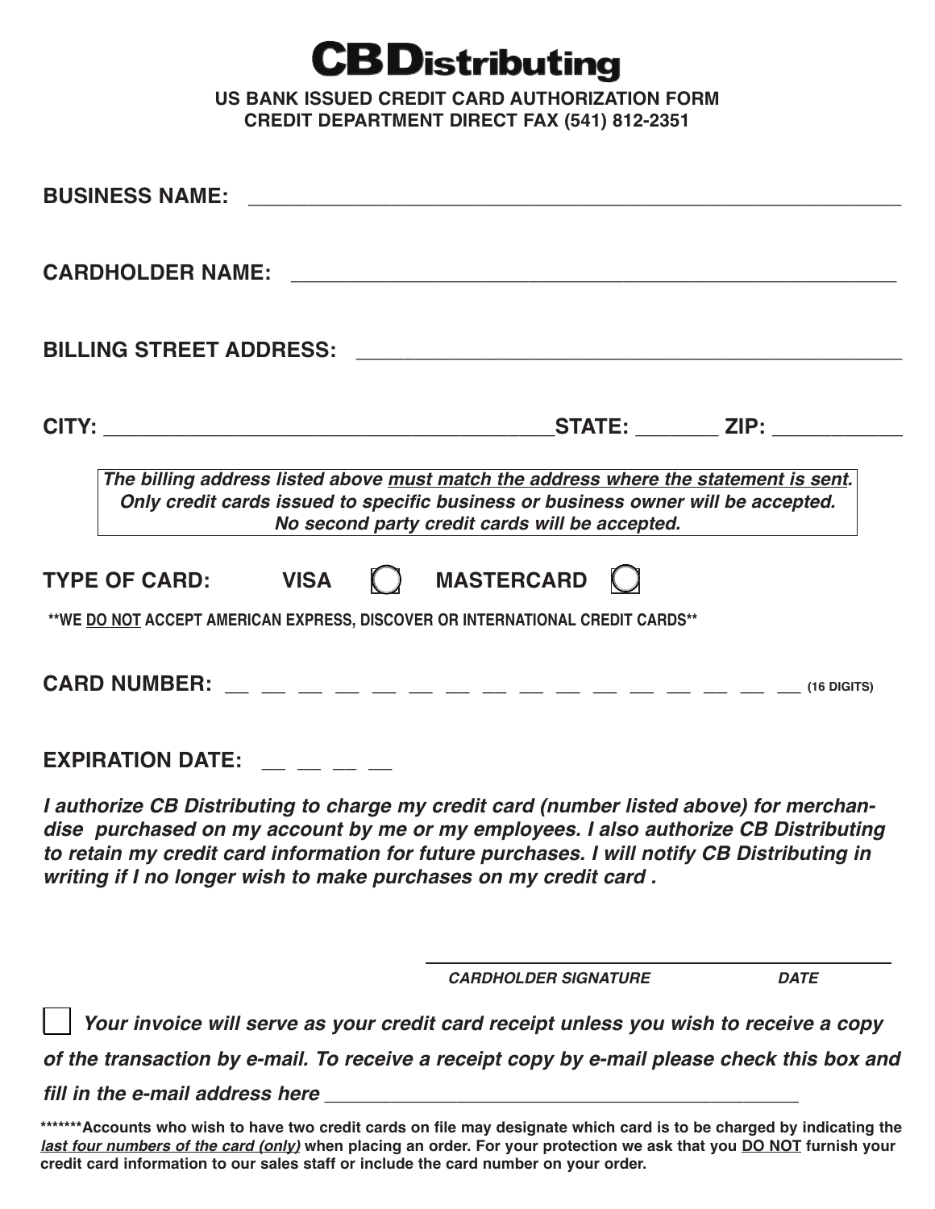# CBDistributing

**US BANK ISSUED CREDIT CARD AUTHORIZATION FORM**
**CREDIT DEPARTMENT DIRECT FAX (541) 812-2351**

**BUSINESS NAME:** ______________________________________________________

**CARDHOLDER NAME:** ___________________________________________________

**BILLING STREET ADDRESS:** ______________________________________________

**CITY:** ________________________________________**STATE:** _______ **ZIP:** ___________

> ***The billing address listed above <u>must match the address where the statement is sent</u>.***
> ***Only credit cards issued to specific business or business owner will be accepted.***
> ***No second party credit cards will be accepted.***

**TYPE OF CARD:** **VISA** ◯ **MASTERCARD** ◯

**\*\*WE <u>DO NOT</u> ACCEPT AMERICAN EXPRESS, DISCOVER OR INTERNATIONAL CREDIT CARDS\*\***

**CARD NUMBER:** __ __ __ __ __ __ __ __ __ __ __ __ __ __ __ __ **(16 DIGITS)**

**EXPIRATION DATE:** __ __ __ __

***I authorize CB Distributing to charge my credit card (number listed above) for merchandise purchased on my account by me or my employees. I also authorize CB Distributing to retain my credit card information for future purchases. I will notify CB Distributing in writing if I no longer wish to make purchases on my credit card .***

_____________________________________________
***CARDHOLDER SIGNATURE*** ***DATE***

☐ ***Your invoice will serve as your credit card receipt unless you wish to receive a copy of the transaction by e-mail. To receive a receipt copy by e-mail please check this box and fill in the e-mail address here*** _____________________________________________

**\*\*\*\*\*\*\*Accounts who wish to have two credit cards on file may designate which card is to be charged by indicating the *<u>last four numbers of the card (only)</u>* when placing an order. For your protection we ask that you <u>DO NOT</u> furnish your credit card information to our sales staff or include the card number on your order.**